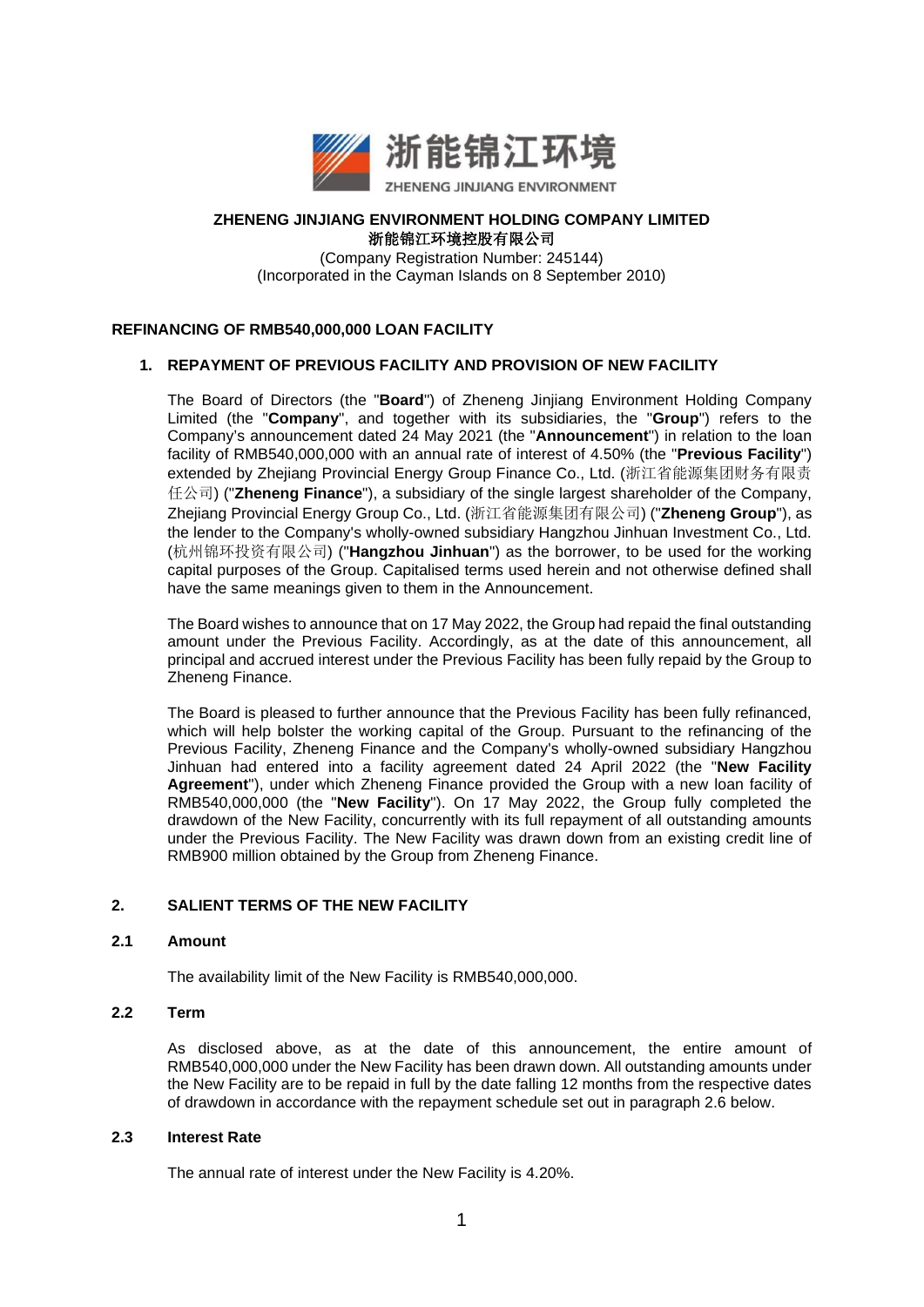浙能锦江环境

ZHENENG JINJIANG ENVIRONMENT

**ZHENENG JINJIANG ENVIRONMENT HOLDING COMPANY LIMITED**
**浙能锦江环境控股有限公司**
(Company Registration Number: 245144)
(Incorporated in the Cayman Islands on 8 September 2010)

**REFINANCING OF RMB540,000,000 LOAN FACILITY**

**1. REPAYMENT OF PREVIOUS FACILITY AND PROVISION OF NEW FACILITY**

The Board of Directors (the "**Board**") of Zheneng Jinjiang Environment Holding Company Limited (the "**Company**", and together with its subsidiaries, the "**Group**") refers to the Company's announcement dated 24 May 2021 (the "**Announcement**") in relation to the loan facility of RMB540,000,000 with an annual rate of interest of 4.50% (the "**Previous Facility**") extended by Zhejiang Provincial Energy Group Finance Co., Ltd. (浙江省能源集团财务有限责任公司) ("**Zheneng Finance**"), a subsidiary of the single largest shareholder of the Company, Zhejiang Provincial Energy Group Co., Ltd. (浙江省能源集团有限公司) ("**Zheneng Group**"), as the lender to the Company's wholly-owned subsidiary Hangzhou Jinhuan Investment Co., Ltd. (杭州锦环投资有限公司) ("**Hangzhou Jinhuan**") as the borrower, to be used for the working capital purposes of the Group. Capitalised terms used herein and not otherwise defined shall have the same meanings given to them in the Announcement.

The Board wishes to announce that on 17 May 2022, the Group had repaid the final outstanding amount under the Previous Facility. Accordingly, as at the date of this announcement, all principal and accrued interest under the Previous Facility has been fully repaid by the Group to Zheneng Finance.

The Board is pleased to further announce that the Previous Facility has been fully refinanced, which will help bolster the working capital of the Group. Pursuant to the refinancing of the Previous Facility, Zheneng Finance and the Company's wholly-owned subsidiary Hangzhou Jinhuan had entered into a facility agreement dated 24 April 2022 (the "**New Facility Agreement**"), under which Zheneng Finance provided the Group with a new loan facility of RMB540,000,000 (the "**New Facility**"). On 17 May 2022, the Group fully completed the drawdown of the New Facility, concurrently with its full repayment of all outstanding amounts under the Previous Facility. The New Facility was drawn down from an existing credit line of RMB900 million obtained by the Group from Zheneng Finance.

**2. SALIENT TERMS OF THE NEW FACILITY**

**2.1 Amount**

The availability limit of the New Facility is RMB540,000,000.

**2.2 Term**

As disclosed above, as at the date of this announcement, the entire amount of RMB540,000,000 under the New Facility has been drawn down. All outstanding amounts under the New Facility are to be repaid in full by the date falling 12 months from the respective dates of drawdown in accordance with the repayment schedule set out in paragraph 2.6 below.

**2.3 Interest Rate**

The annual rate of interest under the New Facility is 4.20%.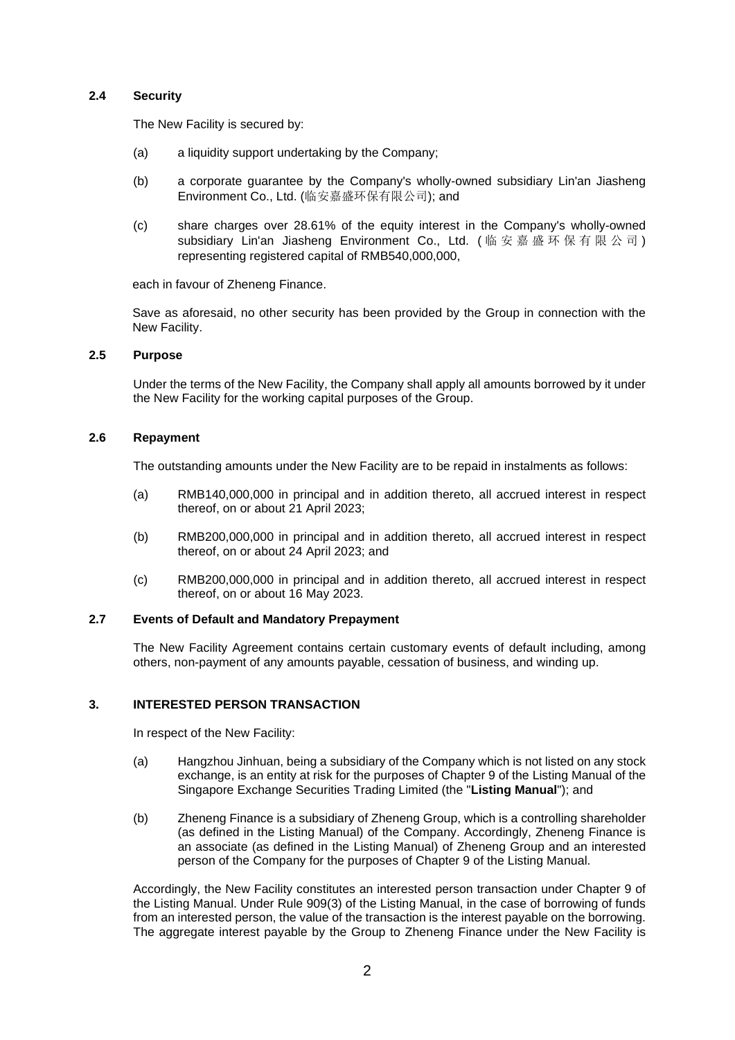### 2.4 Security

The New Facility is secured by:

(a) a liquidity support undertaking by the Company;

(b) a corporate guarantee by the Company's wholly-owned subsidiary Lin'an Jiasheng Environment Co., Ltd. (临安嘉盛环保有限公司); and

(c) share charges over 28.61% of the equity interest in the Company's wholly-owned subsidiary Lin'an Jiasheng Environment Co., Ltd. (临安嘉盛环保有限公司) representing registered capital of RMB540,000,000,

each in favour of Zheneng Finance.

Save as aforesaid, no other security has been provided by the Group in connection with the New Facility.

### 2.5 Purpose

Under the terms of the New Facility, the Company shall apply all amounts borrowed by it under the New Facility for the working capital purposes of the Group.

### 2.6 Repayment

The outstanding amounts under the New Facility are to be repaid in instalments as follows:

(a) RMB140,000,000 in principal and in addition thereto, all accrued interest in respect thereof, on or about 21 April 2023;

(b) RMB200,000,000 in principal and in addition thereto, all accrued interest in respect thereof, on or about 24 April 2023; and

(c) RMB200,000,000 in principal and in addition thereto, all accrued interest in respect thereof, on or about 16 May 2023.

### 2.7 Events of Default and Mandatory Prepayment

The New Facility Agreement contains certain customary events of default including, among others, non-payment of any amounts payable, cessation of business, and winding up.

## 3. INTERESTED PERSON TRANSACTION

In respect of the New Facility:

(a) Hangzhou Jinhuan, being a subsidiary of the Company which is not listed on any stock exchange, is an entity at risk for the purposes of Chapter 9 of the Listing Manual of the Singapore Exchange Securities Trading Limited (the "**Listing Manual**"); and

(b) Zheneng Finance is a subsidiary of Zheneng Group, which is a controlling shareholder (as defined in the Listing Manual) of the Company. Accordingly, Zheneng Finance is an associate (as defined in the Listing Manual) of Zheneng Group and an interested person of the Company for the purposes of Chapter 9 of the Listing Manual.

Accordingly, the New Facility constitutes an interested person transaction under Chapter 9 of the Listing Manual. Under Rule 909(3) of the Listing Manual, in the case of borrowing of funds from an interested person, the value of the transaction is the interest payable on the borrowing. The aggregate interest payable by the Group to Zheneng Finance under the New Facility is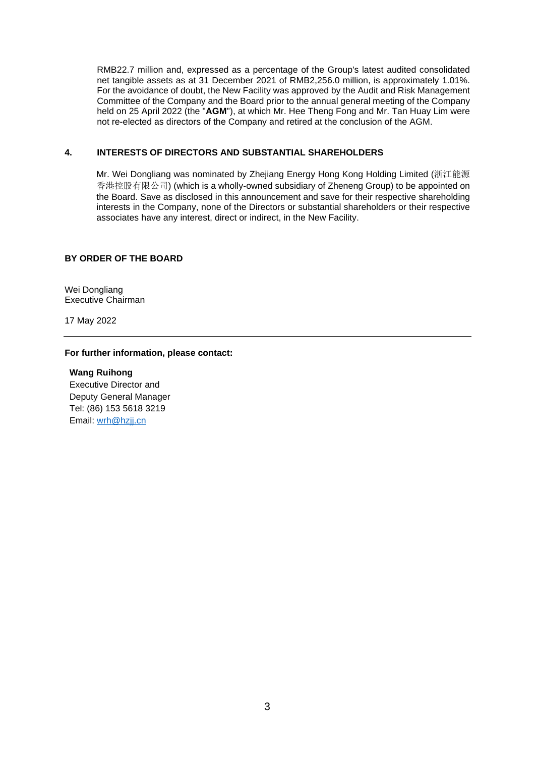RMB22.7 million and, expressed as a percentage of the Group's latest audited consolidated net tangible assets as at 31 December 2021 of RMB2,256.0 million, is approximately 1.01%. For the avoidance of doubt, the New Facility was approved by the Audit and Risk Management Committee of the Company and the Board prior to the annual general meeting of the Company held on 25 April 2022 (the "**AGM**"), at which Mr. Hee Theng Fong and Mr. Tan Huay Lim were not re-elected as directors of the Company and retired at the conclusion of the AGM.

## 4. INTERESTS OF DIRECTORS AND SUBSTANTIAL SHAREHOLDERS

Mr. Wei Dongliang was nominated by Zhejiang Energy Hong Kong Holding Limited (浙江能源香港控股有限公司) (which is a wholly-owned subsidiary of Zheneng Group) to be appointed on the Board. Save as disclosed in this announcement and save for their respective shareholding interests in the Company, none of the Directors or substantial shareholders or their respective associates have any interest, direct or indirect, in the New Facility.

**BY ORDER OF THE BOARD**

Wei Dongliang
Executive Chairman

17 May 2022

---

**For further information, please contact:**

**Wang Ruihong**
Executive Director and
Deputy General Manager
Tel: (86) 153 5618 3219
Email: wrh@hzjj.cn